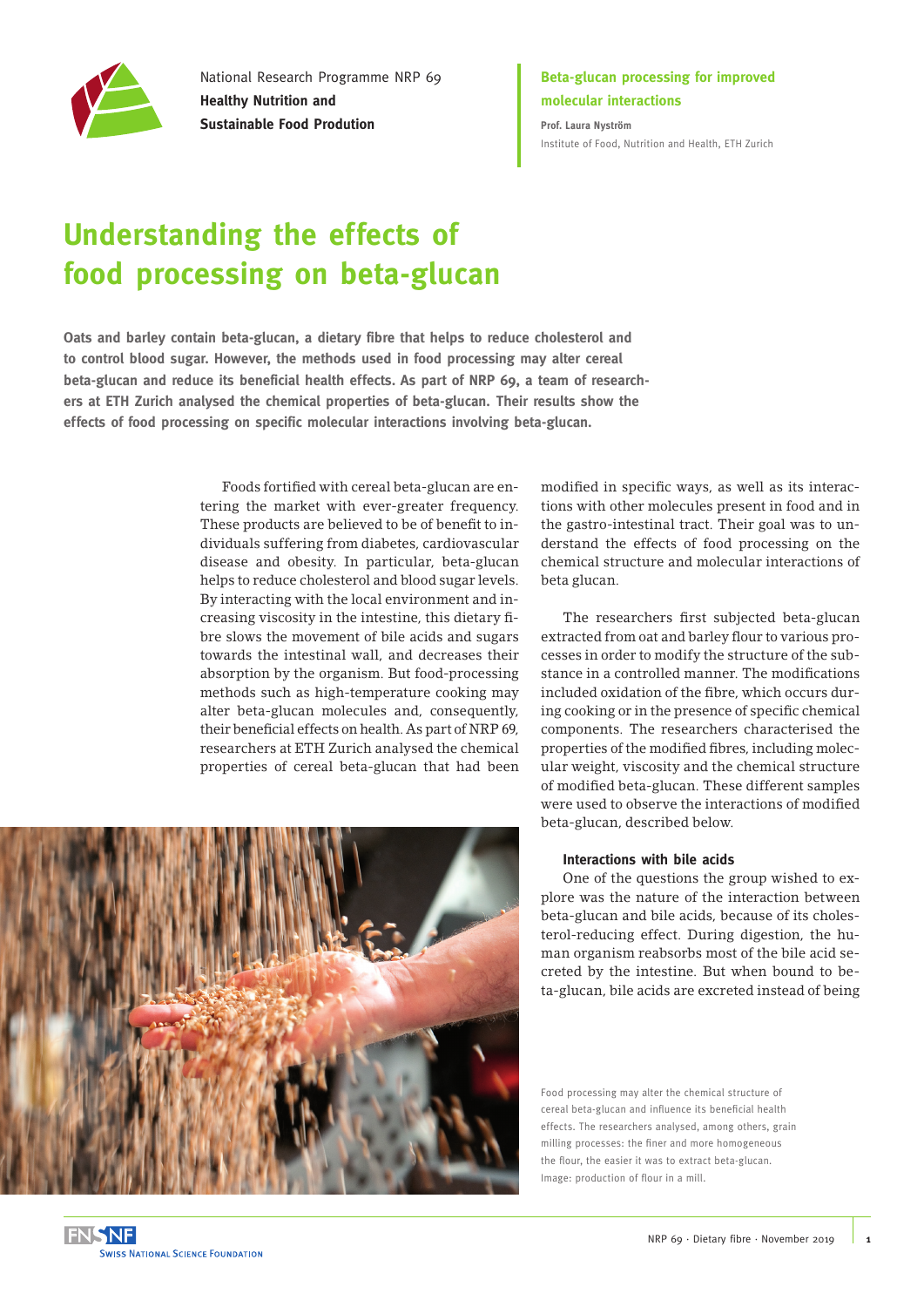National Research Programme NRP 69
**Healthy Nutrition and Sustainable Food Prodution**

**Beta-glucan processing for improved molecular interactions**

**Prof. Laura Nyström**
Institute of Food, Nutrition and Health, ETH Zurich

# Understanding the effects of food processing on beta-glucan

**Oats and barley contain beta-glucan, a dietary fibre that helps to reduce cholesterol and to control blood sugar. However, the methods used in food processing may alter cereal beta-glucan and reduce its beneficial health effects. As part of NRP 69, a team of researchers at ETH Zurich analysed the chemical properties of beta-glucan. Their results show the effects of food processing on specific molecular interactions involving beta-glucan.**

Foods fortified with cereal beta-glucan are entering the market with ever-greater frequency. These products are believed to be of benefit to individuals suffering from diabetes, cardiovascular disease and obesity. In particular, beta-glucan helps to reduce cholesterol and blood sugar levels. By interacting with the local environment and increasing viscosity in the intestine, this dietary fibre slows the movement of bile acids and sugars towards the intestinal wall, and decreases their absorption by the organism. But food-processing methods such as high-temperature cooking may alter beta-glucan molecules and, consequently, their beneficial effects on health. As part of NRP 69, researchers at ETH Zurich analysed the chemical properties of cereal beta-glucan that had been modified in specific ways, as well as its interactions with other molecules present in food and in the gastro-intestinal tract. Their goal was to understand the effects of food processing on the chemical structure and molecular interactions of beta glucan.

The researchers first subjected beta-glucan extracted from oat and barley flour to various processes in order to modify the structure of the substance in a controlled manner. The modifications included oxidation of the fibre, which occurs during cooking or in the presence of specific chemical components. The researchers characterised the properties of the modified fibres, including molecular weight, viscosity and the chemical structure of modified beta-glucan. These different samples were used to observe the interactions of modified beta-glucan, described below.

### Interactions with bile acids

One of the questions the group wished to explore was the nature of the interaction between beta-glucan and bile acids, because of its cholesterol-reducing effect. During digestion, the human organism reabsorbs most of the bile acid secreted by the intestine. But when bound to beta-glucan, bile acids are excreted instead of being

Food processing may alter the chemical structure of cereal beta-glucan and influence its beneficial health effects. The researchers analysed, among others, grain milling processes: the finer and more homogeneous the flour, the easier it was to extract beta-glucan. Image: production of flour in a mill.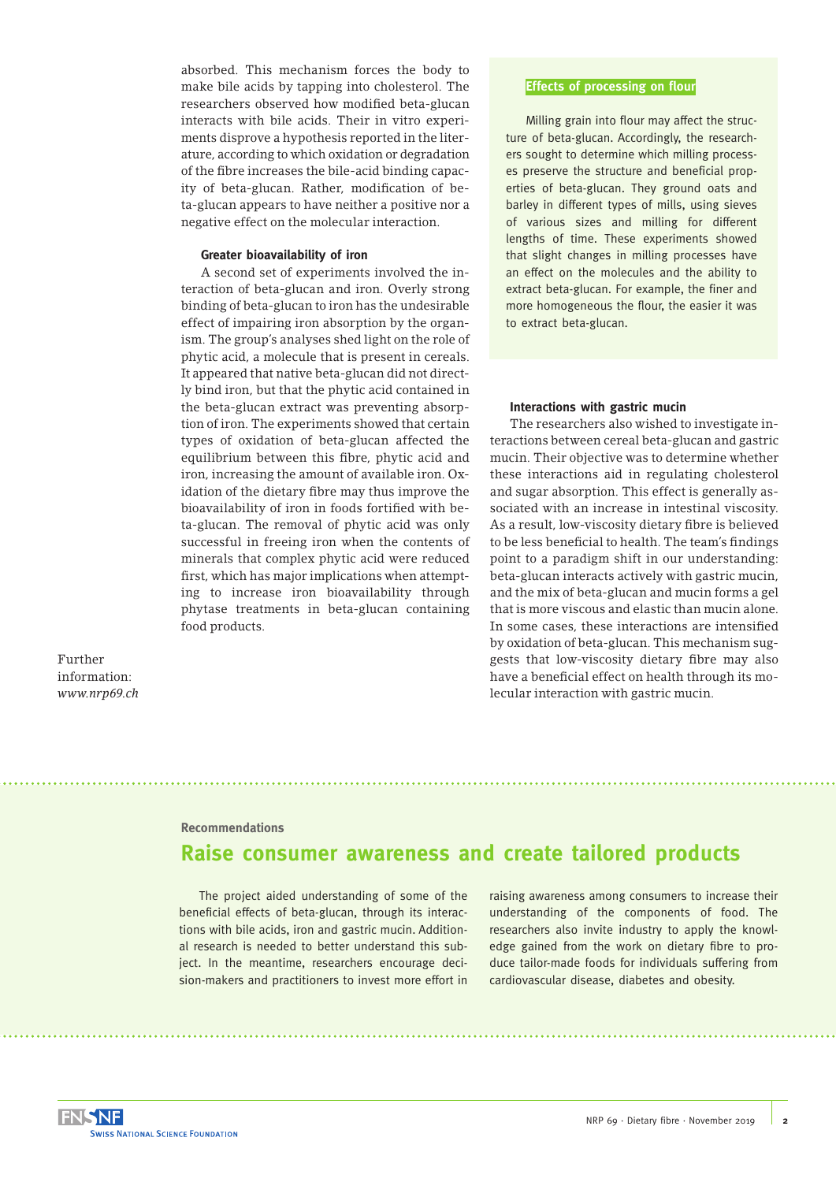absorbed. This mechanism forces the body to make bile acids by tapping into cholesterol. The researchers observed how modified beta-glucan interacts with bile acids. Their in vitro experiments disprove a hypothesis reported in the literature, according to which oxidation or degradation of the fibre increases the bile-acid binding capacity of beta-glucan. Rather, modification of beta-glucan appears to have neither a positive nor a negative effect on the molecular interaction.

**Greater bioavailability of iron**

A second set of experiments involved the interaction of beta-glucan and iron. Overly strong binding of beta-glucan to iron has the undesirable effect of impairing iron absorption by the organism. The group's analyses shed light on the role of phytic acid, a molecule that is present in cereals. It appeared that native beta-glucan did not directly bind iron, but that the phytic acid contained in the beta-glucan extract was preventing absorption of iron. The experiments showed that certain types of oxidation of beta-glucan affected the equilibrium between this fibre, phytic acid and iron, increasing the amount of available iron. Oxidation of the dietary fibre may thus improve the bioavailability of iron in foods fortified with beta-glucan. The removal of phytic acid was only successful in freeing iron when the contents of minerals that complex phytic acid were reduced first, which has major implications when attempting to increase iron bioavailability through phytase treatments in beta-glucan containing food products.

Further information: *www.nrp69.ch*

**Effects of processing on flour**

Milling grain into flour may affect the structure of beta-glucan. Accordingly, the researchers sought to determine which milling processes preserve the structure and beneficial properties of beta-glucan. They ground oats and barley in different types of mills, using sieves of various sizes and milling for different lengths of time. These experiments showed that slight changes in milling processes have an effect on the molecules and the ability to extract beta-glucan. For example, the finer and more homogeneous the flour, the easier it was to extract beta-glucan.

**Interactions with gastric mucin**

The researchers also wished to investigate interactions between cereal beta-glucan and gastric mucin. Their objective was to determine whether these interactions aid in regulating cholesterol and sugar absorption. This effect is generally associated with an increase in intestinal viscosity. As a result, low-viscosity dietary fibre is believed to be less beneficial to health. The team's findings point to a paradigm shift in our understanding: beta-glucan interacts actively with gastric mucin, and the mix of beta-glucan and mucin forms a gel that is more viscous and elastic than mucin alone. In some cases, these interactions are intensified by oxidation of beta-glucan. This mechanism suggests that low-viscosity dietary fibre may also have a beneficial effect on health through its molecular interaction with gastric mucin.

Recommendations

## Raise consumer awareness and create tailored products

The project aided understanding of some of the beneficial effects of beta-glucan, through its interactions with bile acids, iron and gastric mucin. Additional research is needed to better understand this subject. In the meantime, researchers encourage decision-makers and practitioners to invest more effort in raising awareness among consumers to increase their understanding of the components of food. The researchers also invite industry to apply the knowledge gained from the work on dietary fibre to produce tailor-made foods for individuals suffering from cardiovascular disease, diabetes and obesity.